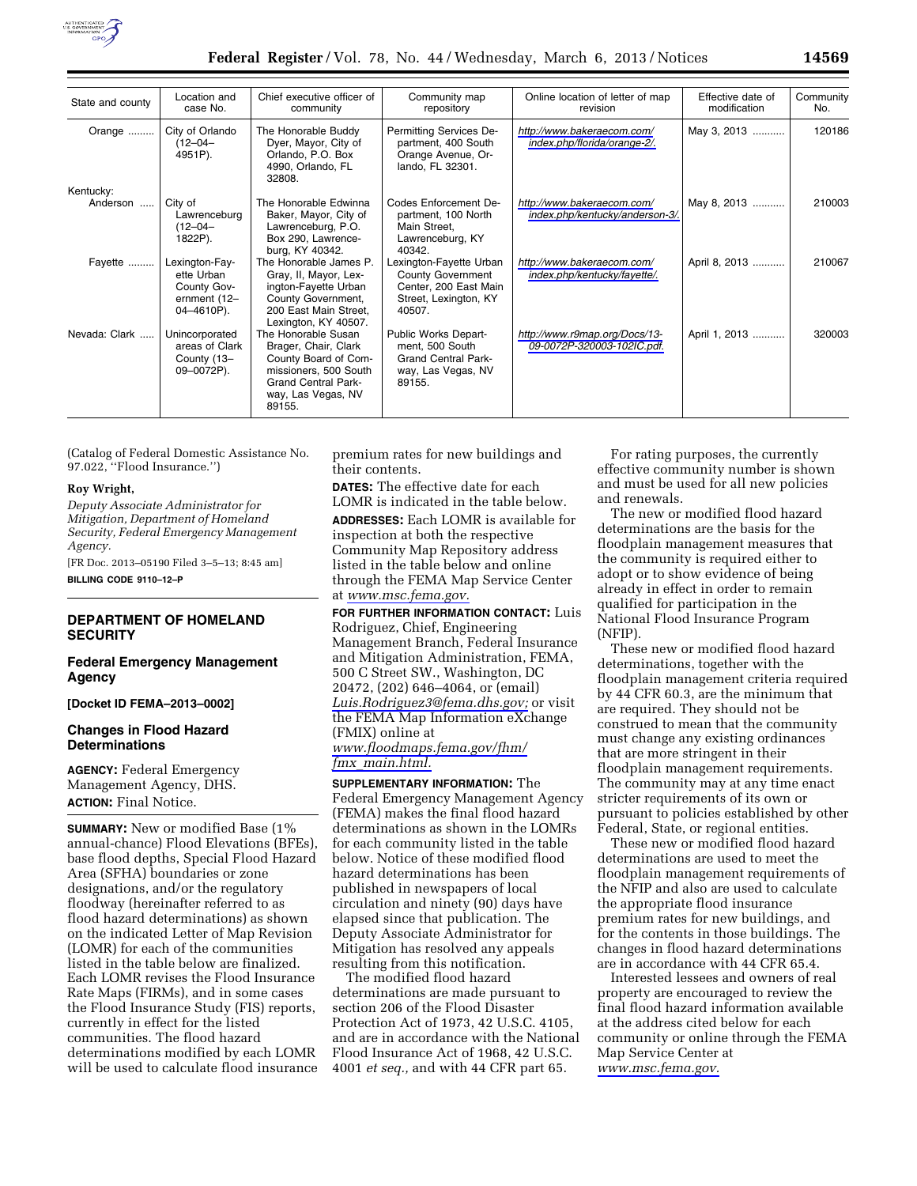| State and county | Location and case No. | Chief executive officer of community | Community map repository | Online location of letter of map revision | Effective date of modification | Community No. |
|---|---|---|---|---|---|---|
| Orange | City of Orlando (12–04–4951P). | The Honorable Buddy Dyer, Mayor, City of Orlando, P.O. Box 4990, Orlando, FL 32808. | Permitting Services Department, 400 South Orange Avenue, Orlando, FL 32301. | http://www.bakeraecom.com/index.php/florida/orange-2/. | May 3, 2013 | 120186 |
| Kentucky: | | | | | | |
| Anderson | City of Lawrenceburg (12–04–1822P). | The Honorable Edwinna Baker, Mayor, City of Lawrenceburg, P.O. Box 290, Lawrenceburg, KY 40342. | Codes Enforcement Department, 100 North Main Street, Lawrenceburg, KY 40342. | http://www.bakeraecom.com/index.php/kentucky/anderson-3/. | May 8, 2013 | 210003 |
| Fayette | Lexington-Fayette Urban County Government (12–04–4610P). | The Honorable James P. Gray, II, Mayor, Lexington-Fayette Urban County Government, 200 East Main Street, Lexington, KY 40507. | Lexington-Fayette Urban County Government Center, 200 East Main Street, Lexington, KY 40507. | http://www.bakeraecom.com/index.php/kentucky/fayette/. | April 8, 2013 | 210067 |
| Nevada: Clark | Unincorporated areas of Clark County (13–09–0072P). | The Honorable Susan Brager, Chair, Clark County Board of Commissioners, 500 South Grand Central Parkway, Las Vegas, NV 89155. | Public Works Department, 500 South Grand Central Parkway, Las Vegas, NV 89155. | http://www.r9map.org/Docs/13-09-0072P-320003-102IC.pdf. | April 1, 2013 | 320003 |

(Catalog of Federal Domestic Assistance No. 97.022, "Flood Insurance.")

**Roy Wright,**

*Deputy Associate Administrator for Mitigation, Department of Homeland Security, Federal Emergency Management Agency.*

[FR Doc. 2013–05190 Filed 3–5–13; 8:45 am]

**BILLING CODE 9110–12–P**

## DEPARTMENT OF HOMELAND SECURITY

## Federal Emergency Management Agency

**[Docket ID FEMA–2013–0002]**

## Changes in Flood Hazard Determinations

**AGENCY:** Federal Emergency Management Agency, DHS.

**ACTION:** Final Notice.

**SUMMARY:** New or modified Base (1% annual-chance) Flood Elevations (BFEs), base flood depths, Special Flood Hazard Area (SFHA) boundaries or zone designations, and/or the regulatory floodway (hereinafter referred to as flood hazard determinations) as shown on the indicated Letter of Map Revision (LOMR) for each of the communities listed in the table below are finalized. Each LOMR revises the Flood Insurance Rate Maps (FIRMs), and in some cases the Flood Insurance Study (FIS) reports, currently in effect for the listed communities. The flood hazard determinations modified by each LOMR will be used to calculate flood insurance premium rates for new buildings and their contents.

**DATES:** The effective date for each LOMR is indicated in the table below.

**ADDRESSES:** Each LOMR is available for inspection at both the respective Community Map Repository address listed in the table below and online through the FEMA Map Service Center at *www.msc.fema.gov.*

**FOR FURTHER INFORMATION CONTACT:** Luis Rodriguez, Chief, Engineering Management Branch, Federal Insurance and Mitigation Administration, FEMA, 500 C Street SW., Washington, DC 20472, (202) 646–4064, or (email) *Luis.Rodriguez3@fema.dhs.gov;* or visit the FEMA Map Information eXchange (FMIX) online at *www.floodmaps.fema.gov/fhm/fmx_main.html.*

**SUPPLEMENTARY INFORMATION:** The Federal Emergency Management Agency (FEMA) makes the final flood hazard determinations as shown in the LOMRs for each community listed in the table below. Notice of these modified flood hazard determinations has been published in newspapers of local circulation and ninety (90) days have elapsed since that publication. The Deputy Associate Administrator for Mitigation has resolved any appeals resulting from this notification.

The modified flood hazard determinations are made pursuant to section 206 of the Flood Disaster Protection Act of 1973, 42 U.S.C. 4105, and are in accordance with the National Flood Insurance Act of 1968, 42 U.S.C. 4001 *et seq.,* and with 44 CFR part 65.

For rating purposes, the currently effective community number is shown and must be used for all new policies and renewals.

The new or modified flood hazard determinations are the basis for the floodplain management measures that the community is required either to adopt or to show evidence of being already in effect in order to remain qualified for participation in the National Flood Insurance Program (NFIP).

These new or modified flood hazard determinations, together with the floodplain management criteria required by 44 CFR 60.3, are the minimum that are required. They should not be construed to mean that the community must change any existing ordinances that are more stringent in their floodplain management requirements. The community may at any time enact stricter requirements of its own or pursuant to policies established by other Federal, State, or regional entities.

These new or modified flood hazard determinations are used to meet the floodplain management requirements of the NFIP and also are used to calculate the appropriate flood insurance premium rates for new buildings, and for the contents in those buildings. The changes in flood hazard determinations are in accordance with 44 CFR 65.4.

Interested lessees and owners of real property are encouraged to review the final flood hazard information available at the address cited below for each community or online through the FEMA Map Service Center at *www.msc.fema.gov.*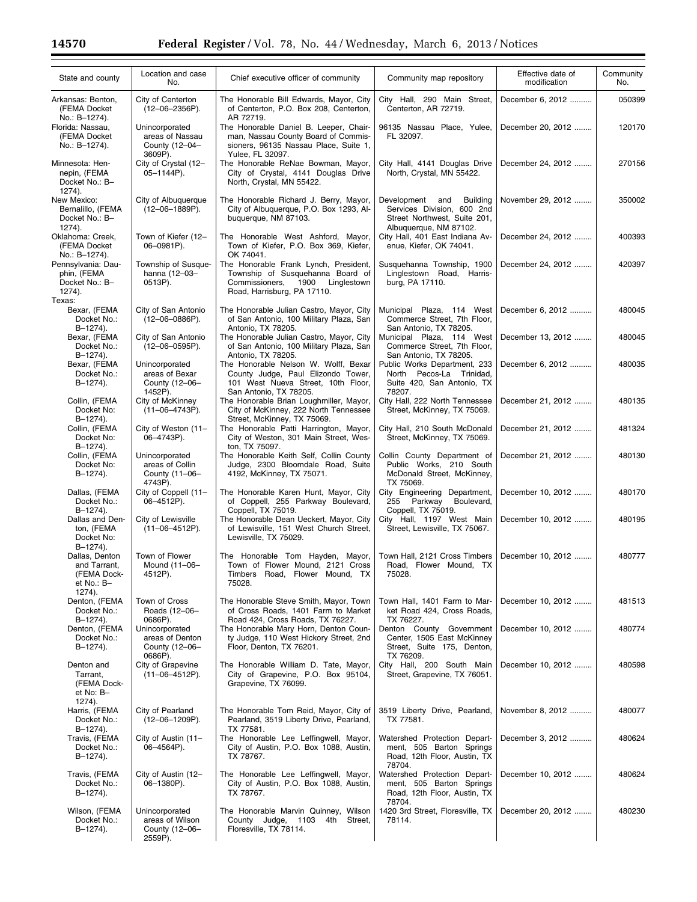| State and county | Location and case No. | Chief executive officer of community | Community map repository | Effective date of modification | Community No. |
|---|---|---|---|---|---|
| Arkansas: Benton, (FEMA Docket No.: B–1274). | City of Centerton (12–06–2356P). | The Honorable Bill Edwards, Mayor, City of Centerton, P.O. Box 208, Centerton, AR 72719. | City Hall, 290 Main Street, Centerton, AR 72719. | December 6, 2012 | 050399 |
| Florida: Nassau, (FEMA Docket No.: B–1274). | Unincorporated areas of Nassau County (12–04–3609P). | The Honorable Daniel B. Leeper, Chairman, Nassau County Board of Commissioners, 96135 Nassau Place, Suite 1, Yulee, FL 32097. | 96135 Nassau Place, Yulee, FL 32097. | December 20, 2012 | 120170 |
| Minnesota: Hennepin, (FEMA Docket No.: B–1274). | City of Crystal (12–05–1144P). | The Honorable ReNae Bowman, Mayor, City of Crystal, 4141 Douglas Drive North, Crystal, MN 55422. | City Hall, 4141 Douglas Drive North, Crystal, MN 55422. | December 24, 2012 | 270156 |
| New Mexico: Bernalillo, (FEMA Docket No.: B–1274). | City of Albuquerque (12–06–1889P). | The Honorable Richard J. Berry, Mayor, City of Albuquerque, P.O. Box 1293, Albuquerque, NM 87103. | Development and Building Services Division, 600 2nd Street Northwest, Suite 201, Albuquerque, NM 87102. | November 29, 2012 | 350002 |
| Oklahoma: Creek, (FEMA Docket No.: B–1274). | Town of Kiefer (12–06–0981P). | The Honorable West Ashford, Mayor, Town of Kiefer, P.O. Box 369, Kiefer, OK 74041. | City Hall, 401 East Indiana Avenue, Kiefer, OK 74041. | December 24, 2012 | 400393 |
| Pennsylvania: Dauphin, (FEMA Docket No.: B–1274). | Township of Susquehanna (12–03–0513P). | The Honorable Frank Lynch, President, Township of Susquehanna Board of Commissioners, 1900 Linglestown Road, Harrisburg, PA 17110. | Susquehanna Township, 1900 Linglestown Road, Harrisburg, PA 17110. | December 24, 2012 | 420397 |
| Texas: | | | | | |
| Bexar, (FEMA Docket No.: B–1274). | City of San Antonio (12–06–0886P). | The Honorable Julian Castro, Mayor, City of San Antonio, 100 Military Plaza, San Antonio, TX 78205. | Municipal Plaza, 114 West Commerce Street, 7th Floor, San Antonio, TX 78205. | December 6, 2012 | 480045 |
| Bexar, (FEMA Docket No.: B–1274). | City of San Antonio (12–06–0595P). | The Honorable Julian Castro, Mayor, City of San Antonio, 100 Military Plaza, San Antonio, TX 78205. | Municipal Plaza, 114 West Commerce Street, 7th Floor, San Antonio, TX 78205. | December 13, 2012 | 480045 |
| Bexar, (FEMA Docket No.: B–1274). | Unincorporated areas of Bexar County (12–06–1452P). | The Honorable Nelson W. Wolff, Bexar County Judge, Paul Elizondo Tower, 101 West Nueva Street, 10th Floor, San Antonio, TX 78205. | Public Works Department, 233 North Pecos-La Trinidad, Suite 420, San Antonio, TX 78207. | December 6, 2012 | 480035 |
| Collin, (FEMA Docket No: B–1274). | City of McKinney (11–06–4743P). | The Honorable Brian Loughmiller, Mayor, City of McKinney, 222 North Tennessee Street, McKinney, TX 75069. | City Hall, 222 North Tennessee Street, McKinney, TX 75069. | December 21, 2012 | 480135 |
| Collin, (FEMA Docket No: B–1274). | City of Weston (11–06–4743P). | The Honorable Patti Harrington, Mayor, City of Weston, 301 Main Street, Weston, TX 75097. | City Hall, 210 South McDonald Street, McKinney, TX 75069. | December 21, 2012 | 481324 |
| Collin, (FEMA Docket No: B–1274). | Unincorporated areas of Collin County (11–06–4743P). | The Honorable Keith Self, Collin County Judge, 2300 Bloomdale Road, Suite 4192, McKinney, TX 75071. | Collin County Department of Public Works, 210 South McDonald Street, McKinney, TX 75069. | December 21, 2012 | 480130 |
| Dallas, (FEMA Docket No.: B–1274). | City of Coppell (11–06–4512P). | The Honorable Karen Hunt, Mayor, City of Coppell, 255 Parkway Boulevard, Coppell, TX 75019. | City Engineering Department, 255 Parkway Boulevard, Coppell, TX 75019. | December 10, 2012 | 480170 |
| Dallas and Denton, (FEMA Docket No: B–1274). | City of Lewisville (11–06–4512P). | The Honorable Dean Ueckert, Mayor, City of Lewisville, 151 West Church Street, Lewisville, TX 75029. | City Hall, 1197 West Main Street, Lewisville, TX 75067. | December 10, 2012 | 480195 |
| Dallas, Denton and Tarrant, (FEMA Docket No.: B–1274). | Town of Flower Mound (11–06–4512P). | The Honorable Tom Hayden, Mayor, Town of Flower Mound, 2121 Cross Timbers Road, Flower Mound, TX 75028. | Town Hall, 2121 Cross Timbers Road, Flower Mound, TX 75028. | December 10, 2012 | 480777 |
| Denton, (FEMA Docket No.: B–1274). | Town of Cross Roads (12–06–0686P). | The Honorable Steve Smith, Mayor, Town of Cross Roads, 1401 Farm to Market Road 424, Cross Roads, TX 76227. | Town Hall, 1401 Farm to Market Road 424, Cross Roads, TX 76227. | December 10, 2012 | 481513 |
| Denton, (FEMA Docket No.: B–1274). | Unincorporated areas of Denton County (12–06–0686P). | The Honorable Mary Horn, Denton County Judge, 110 West Hickory Street, 2nd Floor, Denton, TX 76201. | Denton County Government Center, 1505 East McKinney Street, Suite 175, Denton, TX 76209. | December 10, 2012 | 480774 |
| Denton and Tarrant, (FEMA Docket No: B–1274). | City of Grapevine (11–06–4512P). | The Honorable William D. Tate, Mayor, City of Grapevine, P.O. Box 95104, Grapevine, TX 76099. | City Hall, 200 South Main Street, Grapevine, TX 76051. | December 10, 2012 | 480598 |
| Harris, (FEMA Docket No.: B–1274). | City of Pearland (12–06–1209P). | The Honorable Tom Reid, Mayor, City of Pearland, 3519 Liberty Drive, Pearland, TX 77581. | 3519 Liberty Drive, Pearland, TX 77581. | November 8, 2012 | 480077 |
| Travis, (FEMA Docket No.: B–1274). | City of Austin (11–06–4564P). | The Honorable Lee Leffingwell, Mayor, City of Austin, P.O. Box 1088, Austin, TX 78767. | Watershed Protection Department, 505 Barton Springs Road, 12th Floor, Austin, TX 78704. | December 3, 2012 | 480624 |
| Travis, (FEMA Docket No.: B–1274). | City of Austin (12–06–1380P). | The Honorable Lee Leffingwell, Mayor, City of Austin, P.O. Box 1088, Austin, TX 78767. | Watershed Protection Department, 505 Barton Springs Road, 12th Floor, Austin, TX 78704. | December 10, 2012 | 480624 |
| Wilson, (FEMA Docket No.: B–1274). | Unincorporated areas of Wilson County (12–06–2559P). | The Honorable Marvin Quinney, Wilson County Judge, 1103 4th Street, Floresville, TX 78114. | 1420 3rd Street, Floresville, TX 78114. | December 20, 2012 | 480230 |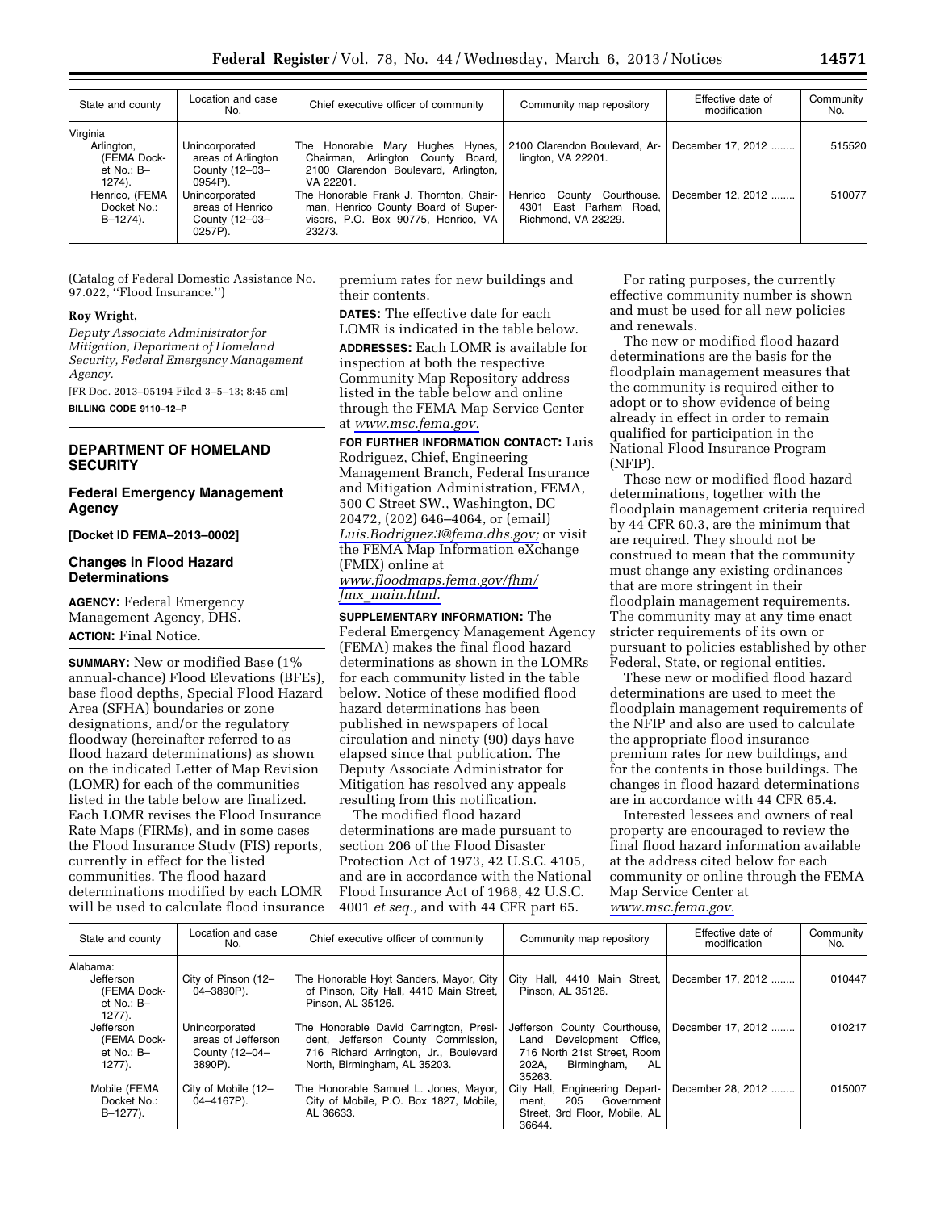| State and county | Location and case No. | Chief executive officer of community | Community map repository | Effective date of modification | Community No. |
|---|---|---|---|---|---|
| Virginia | | | | | |
| Arlington, (FEMA Docket No.: B–1274). | Unincorporated areas of Arlington County (12–03–0954P). | The Honorable Mary Hughes Hynes, Chairman, Arlington County Board, 2100 Clarendon Boulevard, Arlington, VA 22201. | 2100 Clarendon Boulevard, Arlington, VA 22201. | December 17, 2012 | 515520 |
| Henrico, (FEMA Docket No.: B–1274). | Unincorporated areas of Henrico County (12–03–0257P). | The Honorable Frank J. Thornton, Chairman, Henrico County Board of Supervisors, P.O. Box 90775, Henrico, VA 23273. | Henrico County Courthouse. 4301 East Parham Road, Richmond, VA 23229. | December 12, 2012 | 510077 |

(Catalog of Federal Domestic Assistance No. 97.022, ''Flood Insurance.'')

**Roy Wright,**

*Deputy Associate Administrator for Mitigation, Department of Homeland Security, Federal Emergency Management Agency.*

[FR Doc. 2013–05194 Filed 3–5–13; 8:45 am]

**BILLING CODE 9110–12–P**

## DEPARTMENT OF HOMELAND SECURITY

### Federal Emergency Management Agency

**[Docket ID FEMA–2013–0002]**

### Changes in Flood Hazard Determinations

**AGENCY:** Federal Emergency Management Agency, DHS.

**ACTION:** Final Notice.

**SUMMARY:** New or modified Base (1% annual-chance) Flood Elevations (BFEs), base flood depths, Special Flood Hazard Area (SFHA) boundaries or zone designations, and/or the regulatory floodway (hereinafter referred to as flood hazard determinations) as shown on the indicated Letter of Map Revision (LOMR) for each of the communities listed in the table below are finalized. Each LOMR revises the Flood Insurance Rate Maps (FIRMs), and in some cases the Flood Insurance Study (FIS) reports, currently in effect for the listed communities. The flood hazard determinations modified by each LOMR will be used to calculate flood insurance premium rates for new buildings and their contents.

**DATES:** The effective date for each LOMR is indicated in the table below.

**ADDRESSES:** Each LOMR is available for inspection at both the respective Community Map Repository address listed in the table below and online through the FEMA Map Service Center at *www.msc.fema.gov.*

**FOR FURTHER INFORMATION CONTACT:** Luis Rodriguez, Chief, Engineering Management Branch, Federal Insurance and Mitigation Administration, FEMA, 500 C Street SW., Washington, DC 20472, (202) 646–4064, or (email) *Luis.Rodriguez3@fema.dhs.gov;* or visit the FEMA Map Information eXchange (FMIX) online at *www.floodmaps.fema.gov/fhm/fmx_main.html.*

**SUPPLEMENTARY INFORMATION:** The Federal Emergency Management Agency (FEMA) makes the final flood hazard determinations as shown in the LOMRs for each community listed in the table below. Notice of these modified flood hazard determinations has been published in newspapers of local circulation and ninety (90) days have elapsed since that publication. The Deputy Associate Administrator for Mitigation has resolved any appeals resulting from this notification.

The modified flood hazard determinations are made pursuant to section 206 of the Flood Disaster Protection Act of 1973, 42 U.S.C. 4105, and are in accordance with the National Flood Insurance Act of 1968, 42 U.S.C. 4001 *et seq.,* and with 44 CFR part 65.

For rating purposes, the currently effective community number is shown and must be used for all new policies and renewals.

The new or modified flood hazard determinations are the basis for the floodplain management measures that the community is required either to adopt or to show evidence of being already in effect in order to remain qualified for participation in the National Flood Insurance Program (NFIP).

These new or modified flood hazard determinations, together with the floodplain management criteria required by 44 CFR 60.3, are the minimum that are required. They should not be construed to mean that the community must change any existing ordinances that are more stringent in their floodplain management requirements. The community may at any time enact stricter requirements of its own or pursuant to policies established by other Federal, State, or regional entities.

These new or modified flood hazard determinations are used to meet the floodplain management requirements of the NFIP and also are used to calculate the appropriate flood insurance premium rates for new buildings, and for the contents in those buildings. The changes in flood hazard determinations are in accordance with 44 CFR 65.4.

Interested lessees and owners of real property are encouraged to review the final flood hazard information available at the address cited below for each community or online through the FEMA Map Service Center at *www.msc.fema.gov.*

| State and county | Location and case No. | Chief executive officer of community | Community map repository | Effective date of modification | Community No. |
|---|---|---|---|---|---|
| Alabama: | | | | | |
| Jefferson (FEMA Docket No.: B–1277). | City of Pinson (12–04–3890P). | The Honorable Hoyt Sanders, Mayor, City of Pinson, City Hall, 4410 Main Street, Pinson, AL 35126. | City Hall, 4410 Main Street, Pinson, AL 35126. | December 17, 2012 | 010447 |
| Jefferson (FEMA Docket No.: B–1277). | Unincorporated areas of Jefferson County (12–04–3890P). | The Honorable David Carrington, President, Jefferson County Commission, 716 Richard Arrington, Jr., Boulevard North, Birmingham, AL 35203. | Jefferson County Courthouse, Land Development Office, 716 North 21st Street, Room 202A, Birmingham, AL 35263. | December 17, 2012 | 010217 |
| Mobile (FEMA Docket No.: B–1277). | City of Mobile (12–04–4167P). | The Honorable Samuel L. Jones, Mayor, City of Mobile, P.O. Box 1827, Mobile, AL 36633. | City Hall, Engineering Department, 205 Government Street, 3rd Floor, Mobile, AL 36644. | December 28, 2012 | 015007 |